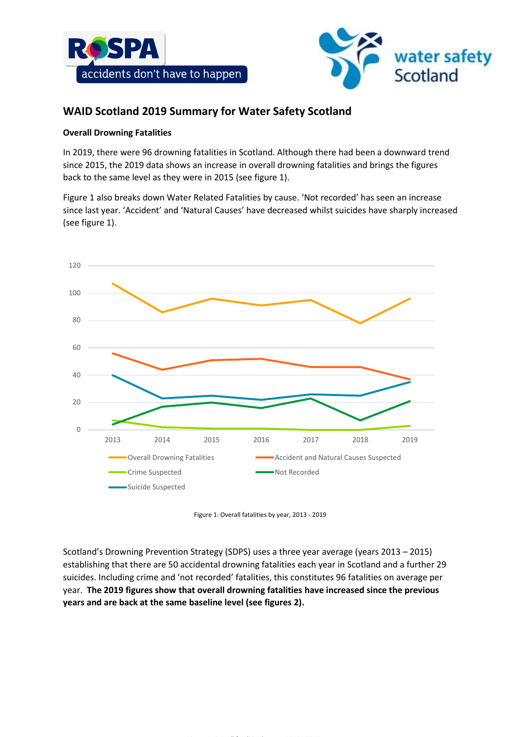## WAID Scotland 2019 Summary for Water Safety Scotland

### Overall Drowning Fatalities

In 2019, there were 96 drowning fatalities in Scotland. Although there had been a downward trend since 2015, the 2019 data shows an increase in overall drowning fatalities and brings the figures back to the same level as they were in 2015 (see figure 1).

Figure 1 also breaks down Water Related Fatalities by cause. 'Not recorded' has seen an increase since last year. 'Accident' and 'Natural Causes' have decreased whilst suicides have sharply increased (see figure 1).

Figure 1: Overall fatalities by year, 2013 - 2019

Scotland's Drowning Prevention Strategy (SDPS) uses a three year average (years 2013 – 2015) establishing that there are 50 accidental drowning fatalities each year in Scotland and a further 29 suicides. Including crime and 'not recorded' fatalities, this constitutes 96 fatalities on average per year. **The 2019 figures show that overall drowning fatalities have increased since the previous years and are back at the same baseline level (see figures 2).**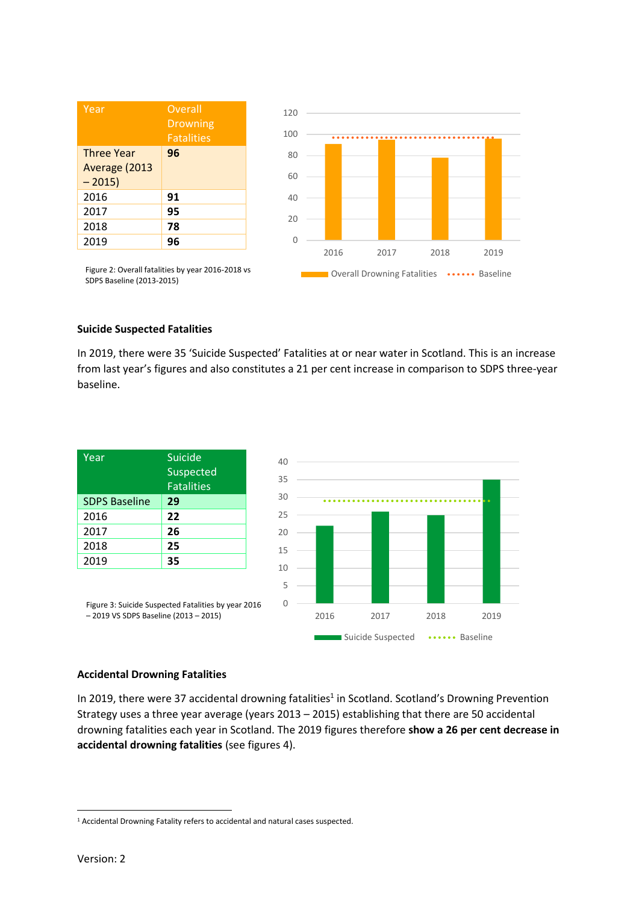| Year | Overall Drowning Fatalities |
|---|---|
| Three Year Average (2013 – 2015) | **96** |
| 2016 | **91** |
| 2017 | **95** |
| 2018 | **78** |
| 2019 | **96** |

Figure 2: Overall fatalities by year 2016-2018 vs SDPS Baseline (2013-2015)

### Suicide Suspected Fatalities

In 2019, there were 35 'Suicide Suspected' Fatalities at or near water in Scotland. This is an increase from last year's figures and also constitutes a 21 per cent increase in comparison to SDPS three-year baseline.

| Year | Suicide Suspected Fatalities |
|---|---|
| SDPS Baseline | **29** |
| 2016 | **22** |
| 2017 | **26** |
| 2018 | **25** |
| 2019 | **35** |

Figure 3: Suicide Suspected Fatalities by year 2016 – 2019 VS SDPS Baseline (2013 – 2015)

### Accidental Drowning Fatalities

In 2019, there were 37 accidental drowning fatalities[1] in Scotland. Scotland's Drowning Prevention Strategy uses a three year average (years 2013 – 2015) establishing that there are 50 accidental drowning fatalities each year in Scotland. The 2019 figures therefore **show a 26 per cent decrease in accidental drowning fatalities** (see figures 4).

[1] Accidental Drowning Fatality refers to accidental and natural cases suspected.

Version: 2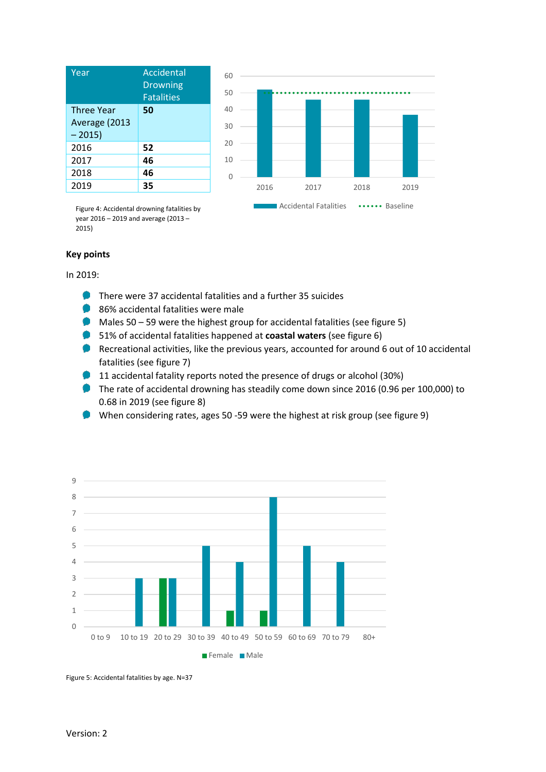| Year | Accidental Drowning Fatalities |
|---|---|
| Three Year Average (2013 – 2015) | **50** |
| 2016 | **52** |
| 2017 | **46** |
| 2018 | **46** |
| 2019 | **35** |

Figure 4: Accidental drowning fatalities by year 2016 – 2019 and average (2013 – 2015)

**Key points**

In 2019:

- There were 37 accidental fatalities and a further 35 suicides
- 86% accidental fatalities were male
- Males 50 – 59 were the highest group for accidental fatalities (see figure 5)
- 51% of accidental fatalities happened at **coastal waters** (see figure 6)
- Recreational activities, like the previous years, accounted for around 6 out of 10 accidental fatalities (see figure 7)
- 11 accidental fatality reports noted the presence of drugs or alcohol (30%)
- The rate of accidental drowning has steadily come down since 2016 (0.96 per 100,000) to 0.68 in 2019 (see figure 8)
- When considering rates, ages 50 -59 were the highest at risk group (see figure 9)

Figure 5: Accidental fatalities by age. N=37

Version: 2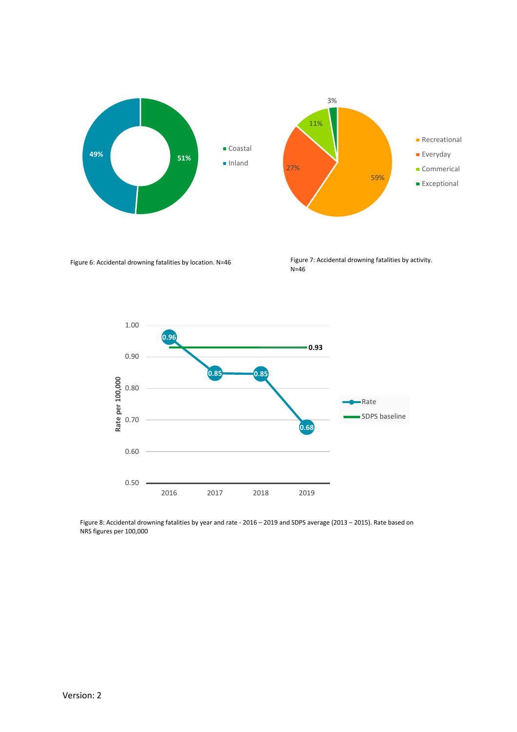Figure 6: Accidental drowning fatalities by location. N=46

Figure 7: Accidental drowning fatalities by activity. N=46

Figure 8: Accidental drowning fatalities by year and rate - 2016 – 2019 and SDPS average (2013 – 2015). Rate based on NRS figures per 100,000

Version: 2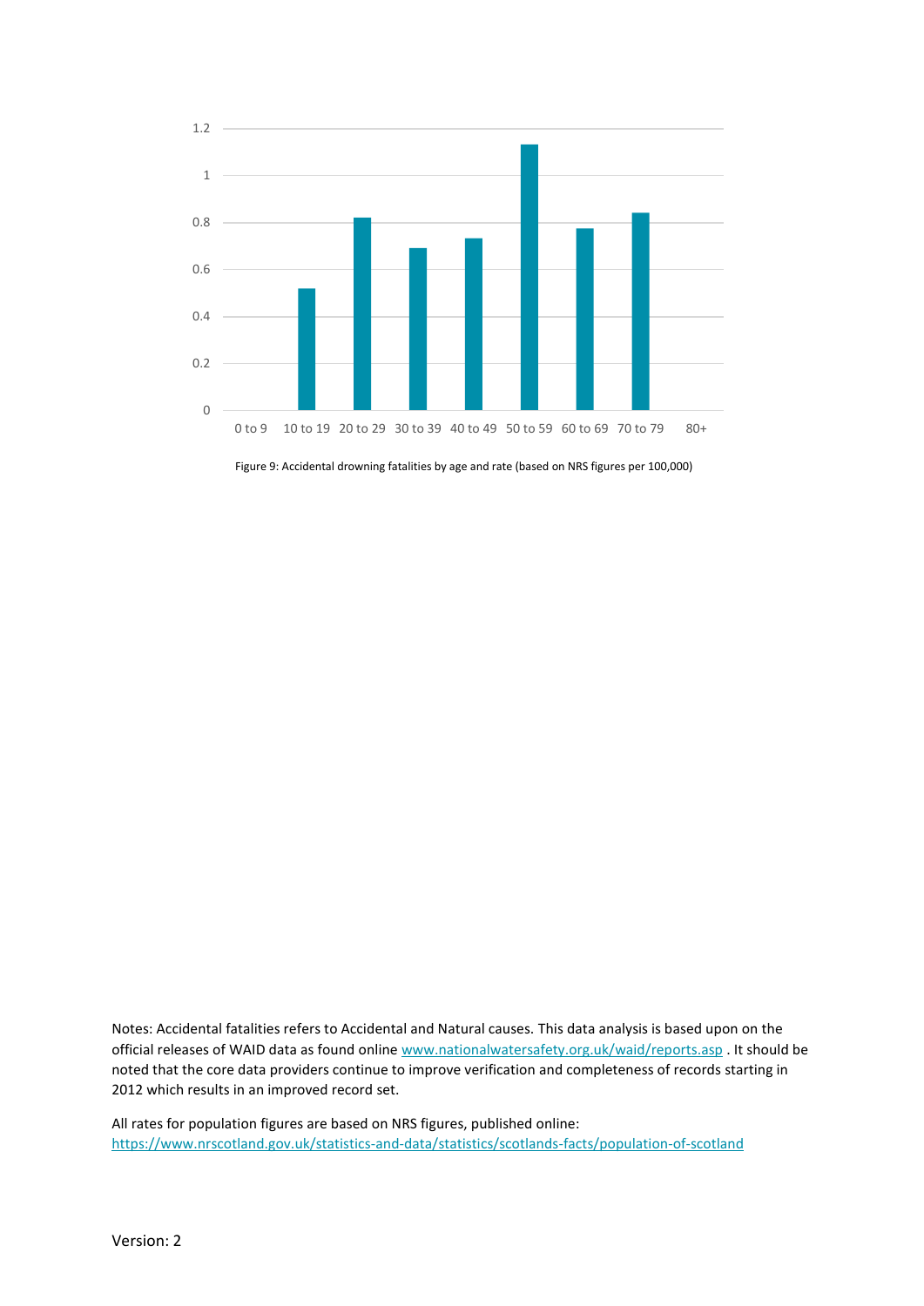1.2
1
0.8
0.6
0.4
0.2
0

0 to 9 10 to 19 20 to 29 30 to 39 40 to 49 50 to 59 60 to 69 70 to 79 80+

Figure 9: Accidental drowning fatalities by age and rate (based on NRS figures per 100,000)

Notes: Accidental fatalities refers to Accidental and Natural causes. This data analysis is based upon on the official releases of WAID data as found online www.nationalwatersafety.org.uk/waid/reports.asp . It should be noted that the core data providers continue to improve verification and completeness of records starting in 2012 which results in an improved record set.

All rates for population figures are based on NRS figures, published online: https://www.nrscotland.gov.uk/statistics-and-data/statistics/scotlands-facts/population-of-scotland

Version: 2